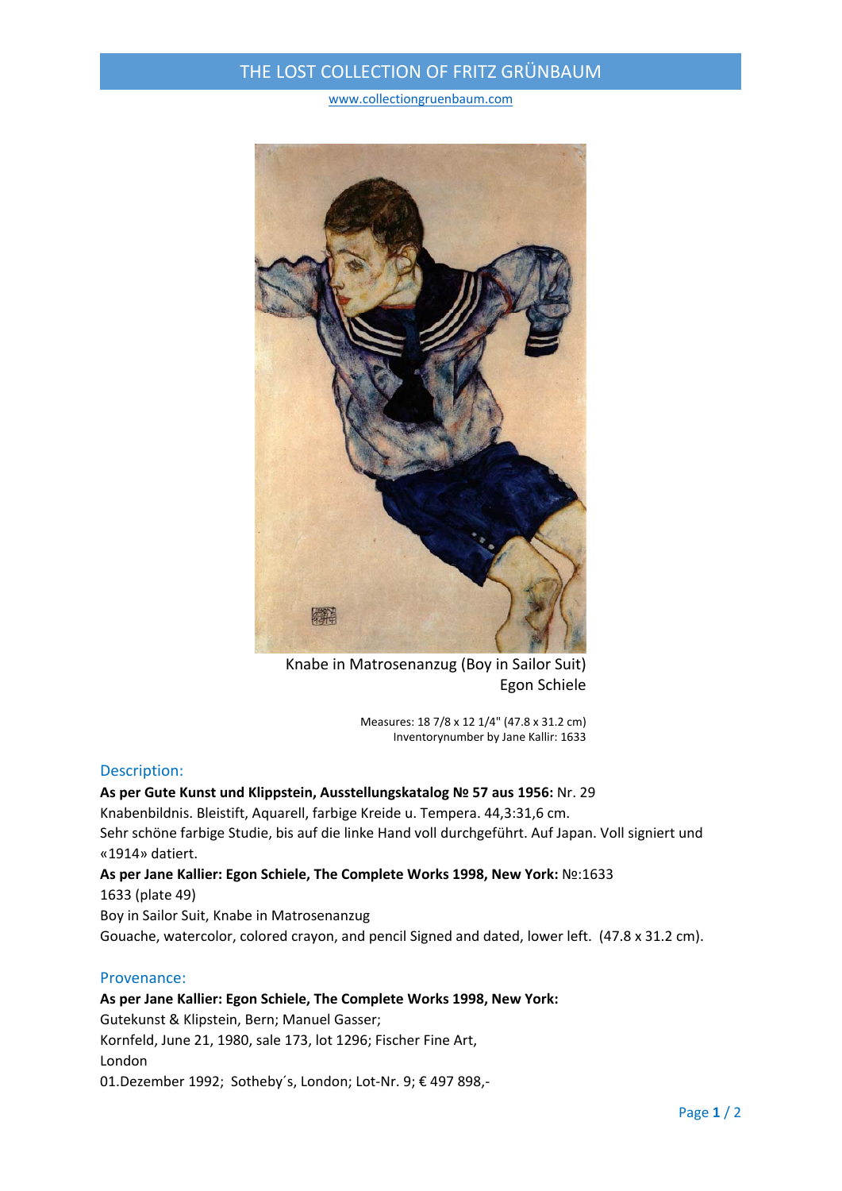# THE LOST COLLECTION OF FRITZ GRÜNBAUM

www.collectiongruenbaum.com

Knabe in Matrosenanzug (Boy in Sailor Suit)
Egon Schiele

Measures: 18 7/8 x 12 1/4" (47.8 x 31.2 cm)
Inventorynumber by Jane Kallir: 1633

## Description:

**As per Gute Kunst und Klippstein, Ausstellungskatalog № 57 aus 1956:** Nr. 29
Knabenbildnis. Bleistift, Aquarell, farbige Kreide u. Tempera. 44,3:31,6 cm.
Sehr schöne farbige Studie, bis auf die linke Hand voll durchgeführt. Auf Japan. Voll signiert und «1914» datiert.

**As per Jane Kallier: Egon Schiele, The Complete Works 1998, New York:** №:1633
1633 (plate 49)
Boy in Sailor Suit, Knabe in Matrosenanzug
Gouache, watercolor, colored crayon, and pencil Signed and dated, lower left. (47.8 x 31.2 cm).

## Provenance:

**As per Jane Kallier: Egon Schiele, The Complete Works 1998, New York:**
Gutekunst & Klipstein, Bern; Manuel Gasser;
Kornfeld, June 21, 1980, sale 173, lot 1296; Fischer Fine Art,
London
01.Dezember 1992; Sotheby´s, London; Lot-Nr. 9; € 497 898,-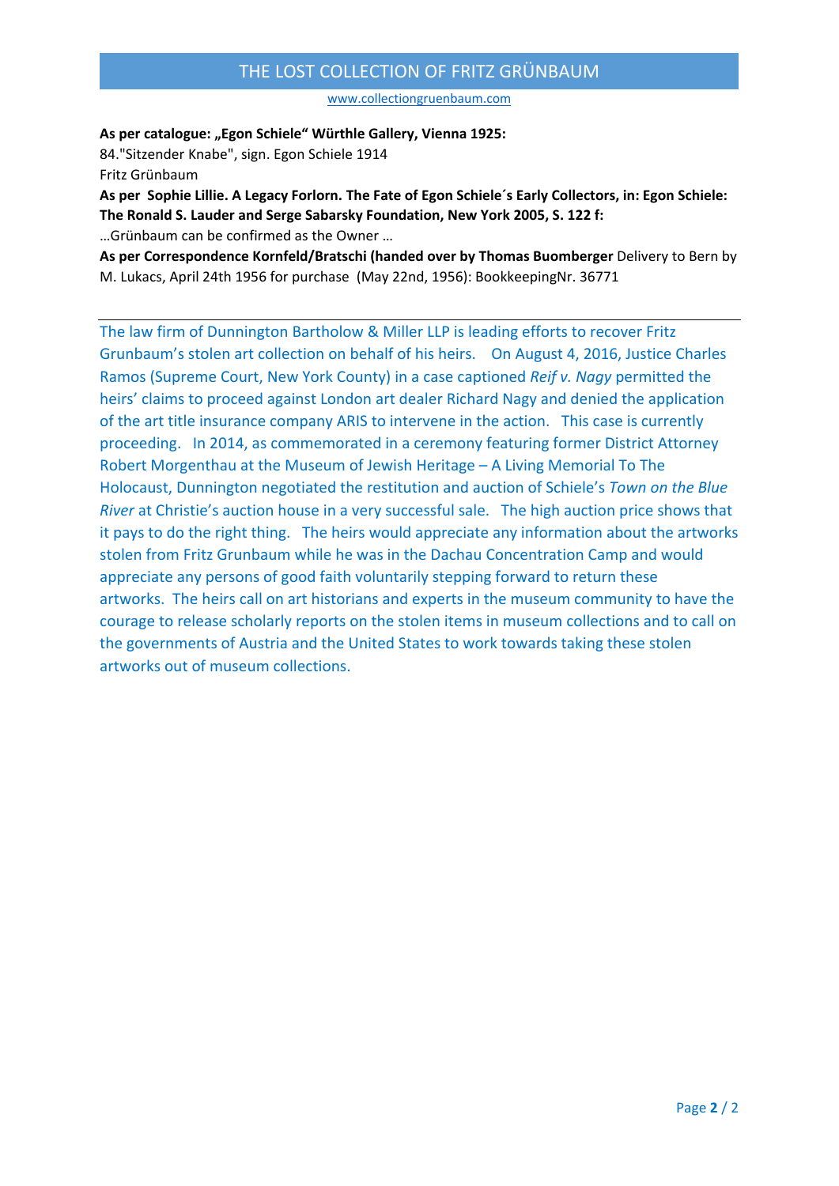**As per catalogue: „Egon Schiele" Würthle Gallery, Vienna 1925:**

84."Sitzender Knabe", sign. Egon Schiele 1914

Fritz Grünbaum

**As per Sophie Lillie. A Legacy Forlorn. The Fate of Egon Schiele´s Early Collectors, in: Egon Schiele: The Ronald S. Lauder and Serge Sabarsky Foundation, New York 2005, S. 122 f:**

…Grünbaum can be confirmed as the Owner …

**As per Correspondence Kornfeld/Bratschi (handed over by Thomas Buomberger** Delivery to Bern by M. Lukacs, April 24th 1956 for purchase (May 22nd, 1956): BookkeepingNr. 36771

---

The law firm of Dunnington Bartholow & Miller LLP is leading efforts to recover Fritz Grunbaum's stolen art collection on behalf of his heirs. On August 4, 2016, Justice Charles Ramos (Supreme Court, New York County) in a case captioned *Reif v. Nagy* permitted the heirs' claims to proceed against London art dealer Richard Nagy and denied the application of the art title insurance company ARIS to intervene in the action. This case is currently proceeding. In 2014, as commemorated in a ceremony featuring former District Attorney Robert Morgenthau at the Museum of Jewish Heritage – A Living Memorial To The Holocaust, Dunnington negotiated the restitution and auction of Schiele's *Town on the Blue River* at Christie's auction house in a very successful sale. The high auction price shows that it pays to do the right thing. The heirs would appreciate any information about the artworks stolen from Fritz Grunbaum while he was in the Dachau Concentration Camp and would appreciate any persons of good faith voluntarily stepping forward to return these artworks. The heirs call on art historians and experts in the museum community to have the courage to release scholarly reports on the stolen items in museum collections and to call on the governments of Austria and the United States to work towards taking these stolen artworks out of museum collections.